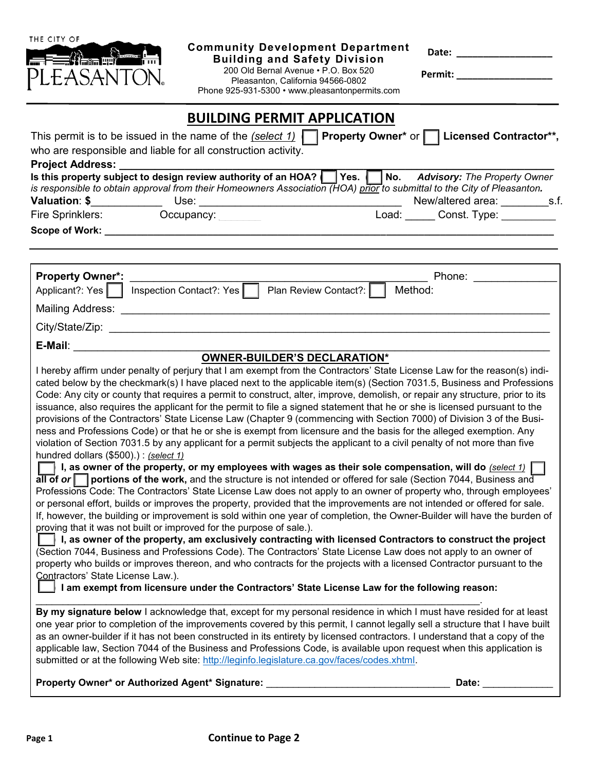THE CITY OF PLEASANTON

**Community Development Department**
**Building and Safety Division**
200 Old Bernal Avenue • P.O. Box 520
Pleasanton, California 94566-0802
Phone 925-931-5300 • www.pleasantonpermits.com

**Date:** ________________

**Permit:** ________________

# BUILDING PERMIT APPLICATION

This permit is to be issued in the name of the *(select 1)* ☐ **Property Owner\*** or ☐ **Licensed Contractor\*\*,** who are responsible and liable for all construction activity.

**Project Address:** ____________________________________________

**Is this property subject to design review authority of an HOA?** ☐ **Yes.** ☐ **No.** ***Advisory:*** *The Property Owner is responsible to obtain approval from their Homeowners Association (HOA) prior to submittal to the City of Pleasanton.*

**Valuation**: **$**____________ Use: ________________________ New/altered area: ________s.f.

Fire Sprinklers: Occupancy: Load: _____ Const. Type: _________

**Scope of Work:** ____________________________________________

**Property Owner\*:** ____________________________________ Phone: ____________

Applicant?: Yes ☐ Inspection Contact?: Yes ☐ Plan Review Contact?: ☐ Method:

Mailing Address: ____________________________________________

City/State/Zip: ____________________________________________

**E-Mail**: ____________________________________________

## OWNER-BUILDER'S DECLARATION\*

I hereby affirm under penalty of perjury that I am exempt from the Contractors' State License Law for the reason(s) indicated below by the checkmark(s) I have placed next to the applicable item(s) (Section 7031.5, Business and Professions Code: Any city or county that requires a permit to construct, alter, improve, demolish, or repair any structure, prior to its issuance, also requires the applicant for the permit to file a signed statement that he or she is licensed pursuant to the provisions of the Contractors' State License Law (Chapter 9 (commencing with Section 7000) of Division 3 of the Business and Professions Code) or that he or she is exempt from licensure and the basis for the alleged exemption. Any violation of Section 7031.5 by any applicant for a permit subjects the applicant to a civil penalty of not more than five hundred dollars ($500).) : *(select 1)*

☐ **I, as owner of the property, or my employees with wages as their sole compensation, will do** *(select 1)* ☐ **all of** ***or*** ☐ **portions of the work,** and the structure is not intended or offered for sale (Section 7044, Business and Professions Code: The Contractors' State License Law does not apply to an owner of property who, through employees' or personal effort, builds or improves the property, provided that the improvements are not intended or offered for sale. If, however, the building or improvement is sold within one year of completion, the Owner-Builder will have the burden of proving that it was not built or improved for the purpose of sale.).

☐ **I, as owner of the property, am exclusively contracting with licensed Contractors to construct the project** (Section 7044, Business and Professions Code). The Contractors' State License Law does not apply to an owner of property who builds or improves thereon, and who contracts for the projects with a licensed Contractor pursuant to the Contractors' State License Law.).

☐ **I am exempt from licensure under the Contractors' State License Law for the following reason:**

____________________________________________.

**By my signature below** I acknowledge that, except for my personal residence in which I must have resided for at least one year prior to completion of the improvements covered by this permit, I cannot legally sell a structure that I have built as an owner-builder if it has not been constructed in its entirety by licensed contractors. I understand that a copy of the applicable law, Section 7044 of the Business and Professions Code, is available upon request when this application is submitted or at the following Web site: http://leginfo.legislature.ca.gov/faces/codes.xhtml.

**Property Owner\* or Authorized Agent\* Signature:** ______________________ **Date:** ____________

**Continue to Page 2**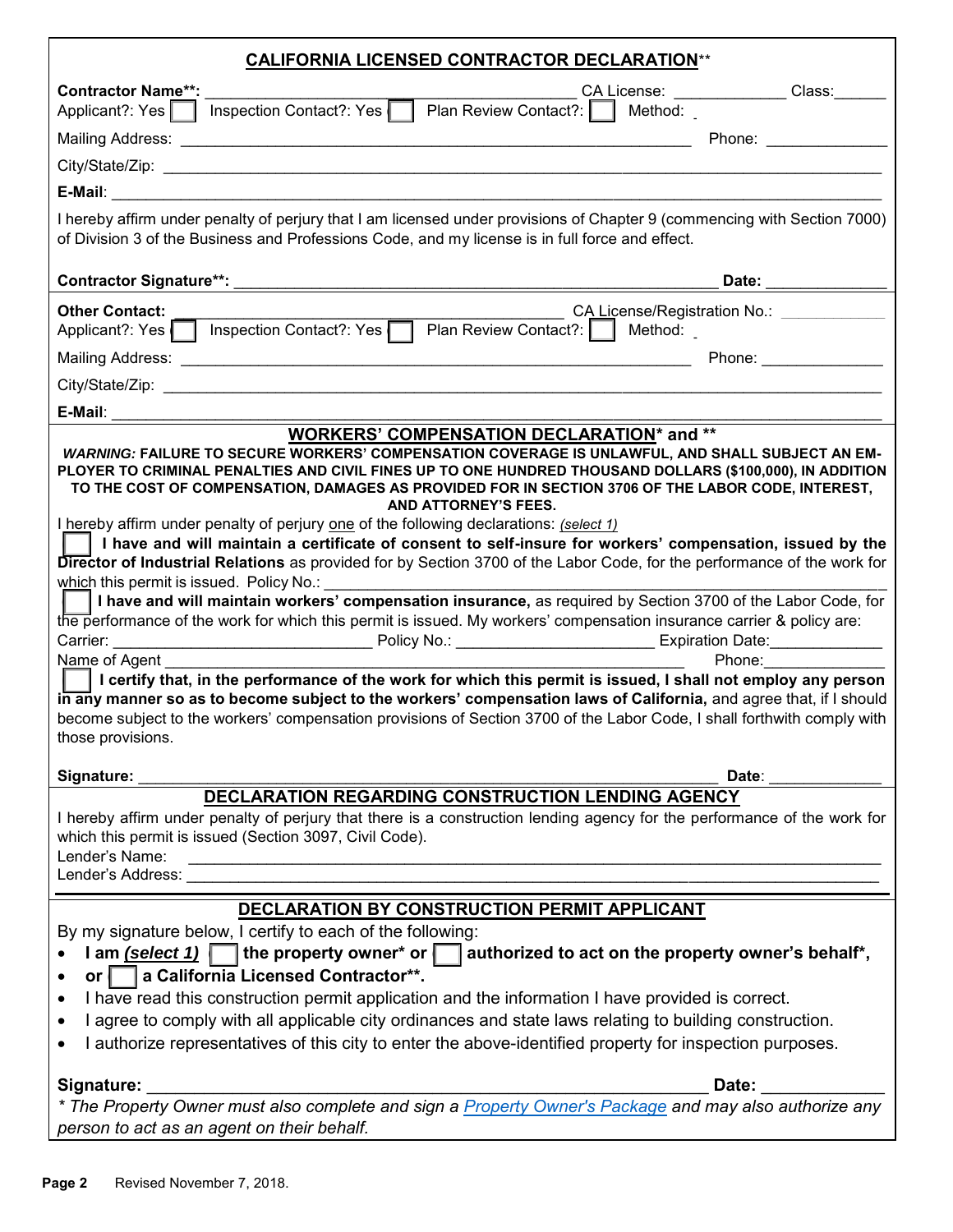## CALIFORNIA LICENSED CONTRACTOR DECLARATION**

**Contractor Name**:** ______________________________ CA License: ____________ Class:______

Applicant?: Yes ☐ Inspection Contact?: Yes ☐ Plan Review Contact?: ☐ Method: _

Mailing Address: ______________________________ Phone: ______________

City/State/Zip: ______________________________

**E-Mail**: ______________________________

I hereby affirm under penalty of perjury that I am licensed under provisions of Chapter 9 (commencing with Section 7000) of Division 3 of the Business and Professions Code, and my license is in full force and effect.

**Contractor Signature**:** ______________________________ **Date:** ______________

**Other Contact:** ______________________________ CA License/Registration No.: ____________

Applicant?: Yes ☐ Inspection Contact?: Yes ☐ Plan Review Contact?: ☐ Method: _

Mailing Address: ______________________________ Phone: ______________

City/State/Zip: ______________________________

**E-Mail**: ______________________________

## WORKERS' COMPENSATION DECLARATION* and **

***WARNING:* FAILURE TO SECURE WORKERS' COMPENSATION COVERAGE IS UNLAWFUL, AND SHALL SUBJECT AN EMPLOYER TO CRIMINAL PENALTIES AND CIVIL FINES UP TO ONE HUNDRED THOUSAND DOLLARS ($100,000), IN ADDITION TO THE COST OF COMPENSATION, DAMAGES AS PROVIDED FOR IN SECTION 3706 OF THE LABOR CODE, INTEREST, AND ATTORNEY'S FEES.**

I hereby affirm under penalty of perjury one of the following declarations: *(select 1)*

☐ **I have and will maintain a certificate of consent to self-insure for workers' compensation, issued by the Director of Industrial Relations** as provided for by Section 3700 of the Labor Code, for the performance of the work for which this permit is issued. Policy No.: ______________________________

☐ **I have and will maintain workers' compensation insurance,** as required by Section 3700 of the Labor Code, for the performance of the work for which this permit is issued. My workers' compensation insurance carrier & policy are:

Carrier: ______________________ Policy No.: ______________________ Expiration Date:______________

Name of Agent ______________________________ Phone:______________

☐ **I certify that, in the performance of the work for which this permit is issued, I shall not employ any person in any manner so as to become subject to the workers' compensation laws of California,** and agree that, if I should become subject to the workers' compensation provisions of Section 3700 of the Labor Code, I shall forthwith comply with those provisions.

**Signature:** ______________________________ **Date**: ______________

## DECLARATION REGARDING CONSTRUCTION LENDING AGENCY

I hereby affirm under penalty of perjury that there is a construction lending agency for the performance of the work for which this permit is issued (Section 3097, Civil Code).

Lender's Name: ______________________________

Lender's Address: ______________________________

## DECLARATION BY CONSTRUCTION PERMIT APPLICANT

By my signature below, I certify to each of the following:

- **I am *(select 1)* ☐ the property owner* or ☐ authorized to act on the property owner's behalf*,**
- **or ☐ a California Licensed Contractor**.**
- I have read this construction permit application and the information I have provided is correct.
- I agree to comply with all applicable city ordinances and state laws relating to building construction.
- I authorize representatives of this city to enter the above-identified property for inspection purposes.

**Signature:** ______________________________ **Date:** ______________

*\* The Property Owner must also complete and sign a Property Owner's Package and may also authorize any person to act as an agent on their behalf.*

Revised November 7, 2018.